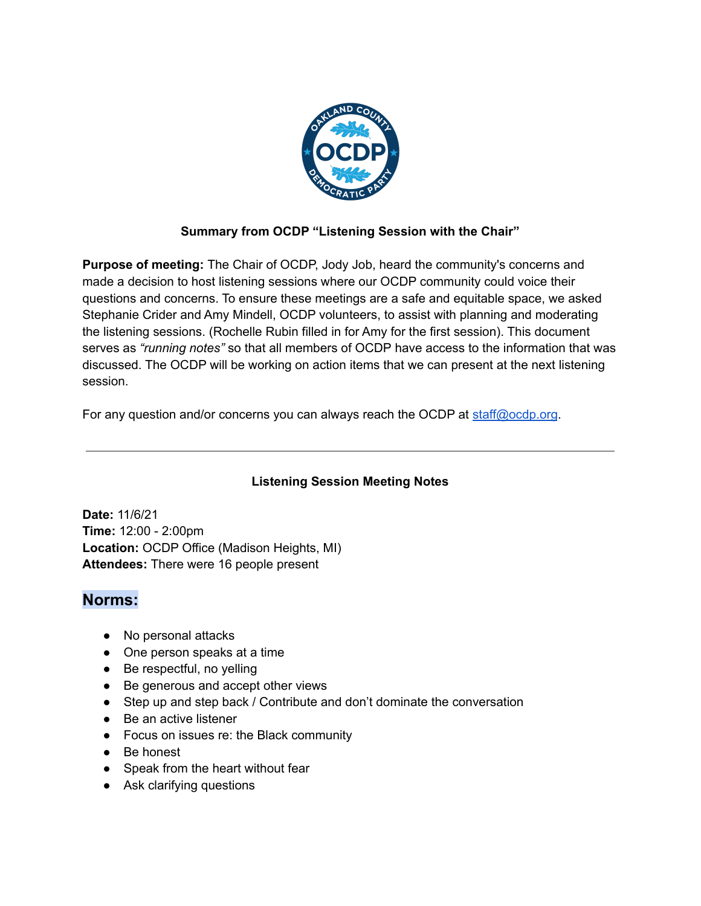**Summary from OCDP "Listening Session with the Chair"**

**Purpose of meeting:** The Chair of OCDP, Jody Job, heard the community's concerns and made a decision to host listening sessions where our OCDP community could voice their questions and concerns. To ensure these meetings are a safe and equitable space, we asked Stephanie Crider and Amy Mindell, OCDP volunteers, to assist with planning and moderating the listening sessions. (Rochelle Rubin filled in for Amy for the first session). This document serves as *"running notes"* so that all members of OCDP have access to the information that was discussed. The OCDP will be working on action items that we can present at the next listening session.

For any question and/or concerns you can always reach the OCDP at staff@ocdp.org.

---

**Listening Session Meeting Notes**

**Date:** 11/6/21
**Time:** 12:00 - 2:00pm
**Location:** OCDP Office (Madison Heights, MI)
**Attendees:** There were 16 people present

## Norms:

- No personal attacks
- One person speaks at a time
- Be respectful, no yelling
- Be generous and accept other views
- Step up and step back / Contribute and don't dominate the conversation
- Be an active listener
- Focus on issues re: the Black community
- Be honest
- Speak from the heart without fear
- Ask clarifying questions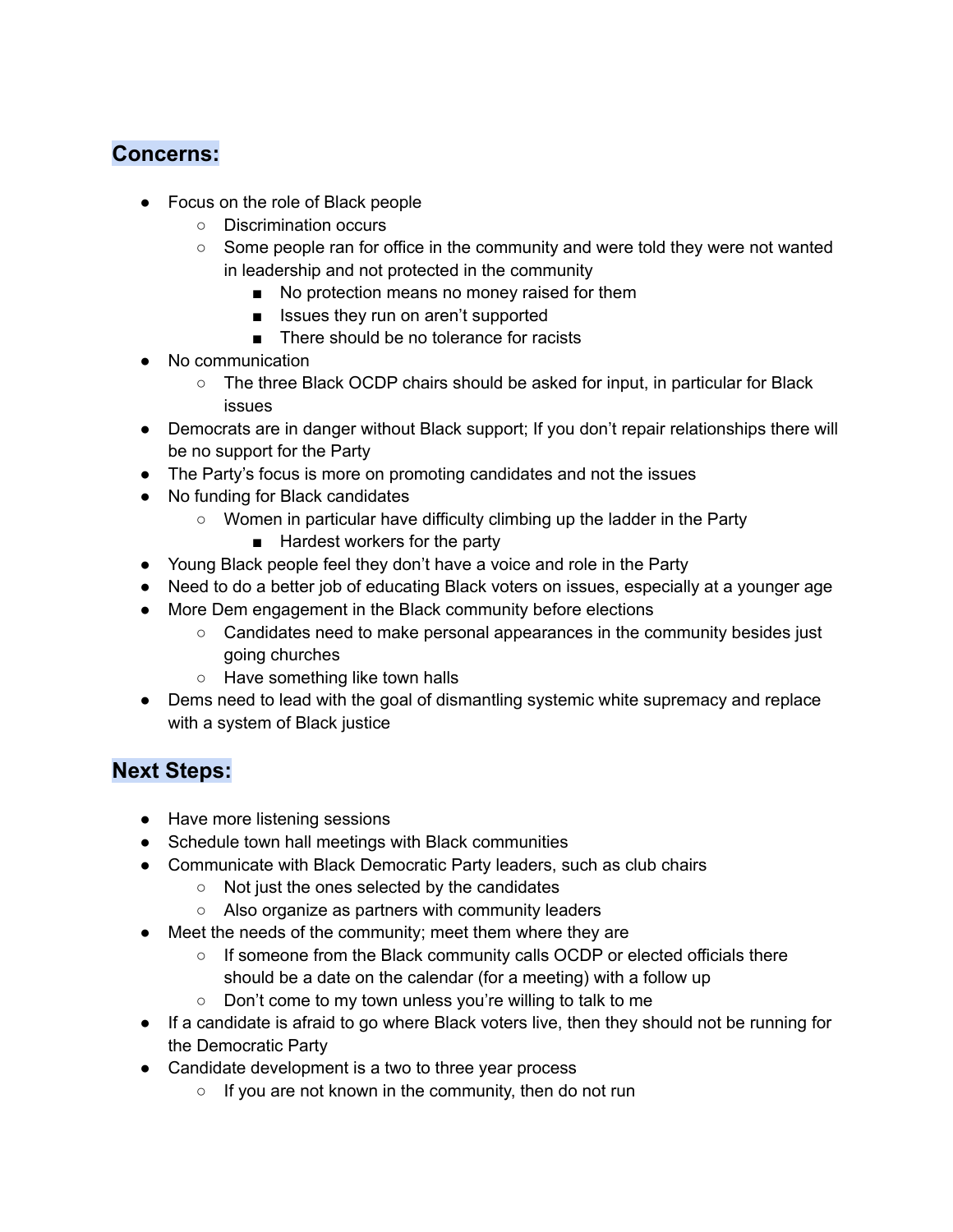## Concerns:

- Focus on the role of Black people
    - Discrimination occurs
    - Some people ran for office in the community and were told they were not wanted in leadership and not protected in the community
        - No protection means no money raised for them
        - Issues they run on aren't supported
        - There should be no tolerance for racists
- No communication
    - The three Black OCDP chairs should be asked for input, in particular for Black issues
- Democrats are in danger without Black support; If you don't repair relationships there will be no support for the Party
- The Party's focus is more on promoting candidates and not the issues
- No funding for Black candidates
    - Women in particular have difficulty climbing up the ladder in the Party
        - Hardest workers for the party
- Young Black people feel they don't have a voice and role in the Party
- Need to do a better job of educating Black voters on issues, especially at a younger age
- More Dem engagement in the Black community before elections
    - Candidates need to make personal appearances in the community besides just going churches
    - Have something like town halls
- Dems need to lead with the goal of dismantling systemic white supremacy and replace with a system of Black justice

## Next Steps:

- Have more listening sessions
- Schedule town hall meetings with Black communities
- Communicate with Black Democratic Party leaders, such as club chairs
    - Not just the ones selected by the candidates
    - Also organize as partners with community leaders
- Meet the needs of the community; meet them where they are
    - If someone from the Black community calls OCDP or elected officials there should be a date on the calendar (for a meeting) with a follow up
    - Don't come to my town unless you're willing to talk to me
- If a candidate is afraid to go where Black voters live, then they should not be running for the Democratic Party
- Candidate development is a two to three year process
    - If you are not known in the community, then do not run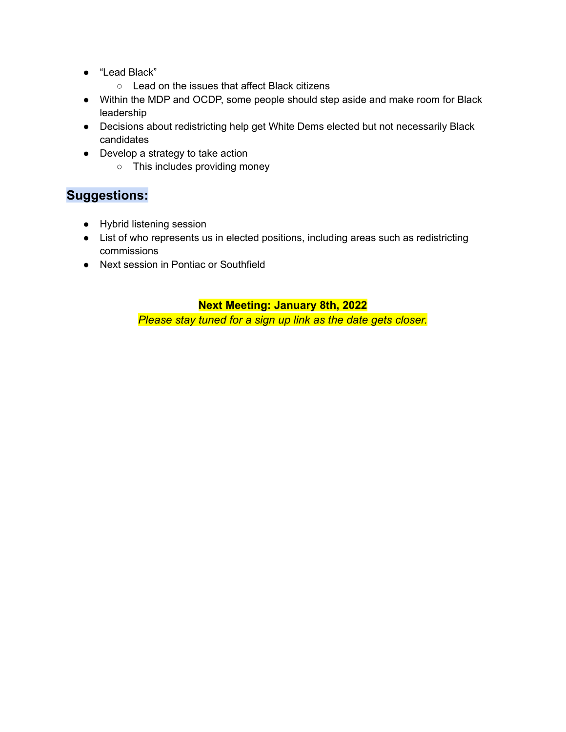- "Lead Black"
  - Lead on the issues that affect Black citizens
- Within the MDP and OCDP, some people should step aside and make room for Black leadership
- Decisions about redistricting help get White Dems elected but not necessarily Black candidates
- Develop a strategy to take action
  - This includes providing money

## Suggestions:

- Hybrid listening session
- List of who represents us in elected positions, including areas such as redistricting commissions
- Next session in Pontiac or Southfield

**Next Meeting: January 8th, 2022**

*Please stay tuned for a sign up link as the date gets closer.*